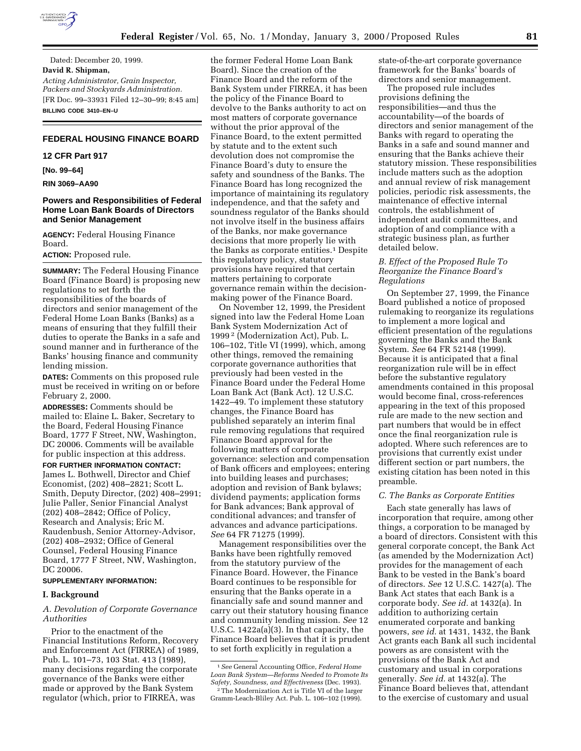Dated: December 20, 1999.

**David R. Shipman,**

*Acting Administrator, Grain Inspector, Packers and Stockyards Administration.*

[FR Doc. 99–33931 Filed 12–30–99; 8:45 am]

**BILLING CODE 3410–EN–U**

## FEDERAL HOUSING FINANCE BOARD

### 12 CFR Part 917

**[No. 99–64]**

**RIN 3069–AA90**

### Powers and Responsibilities of Federal Home Loan Bank Boards of Directors and Senior Management

**AGENCY:** Federal Housing Finance Board.

**ACTION:** Proposed rule.

**SUMMARY:** The Federal Housing Finance Board (Finance Board) is proposing new regulations to set forth the responsibilities of the boards of directors and senior management of the Federal Home Loan Banks (Banks) as a means of ensuring that they fulfill their duties to operate the Banks in a safe and sound manner and in furtherance of the Banks' housing finance and community lending mission.

**DATES:** Comments on this proposed rule must be received in writing on or before February 2, 2000.

**ADDRESSES:** Comments should be mailed to: Elaine L. Baker, Secretary to the Board, Federal Housing Finance Board, 1777 F Street, NW, Washington, DC 20006. Comments will be available for public inspection at this address.

**FOR FURTHER INFORMATION CONTACT:** James L. Bothwell, Director and Chief Economist, (202) 408–2821; Scott L. Smith, Deputy Director, (202) 408–2991; Julie Paller, Senior Financial Analyst (202) 408–2842; Office of Policy, Research and Analysis; Eric M. Raudenbush, Senior Attorney-Advisor, (202) 408–2932; Office of General Counsel, Federal Housing Finance Board, 1777 F Street, NW, Washington, DC 20006.

**SUPPLEMENTARY INFORMATION:**

## I. Background

### *A. Devolution of Corporate Governance Authorities*

Prior to the enactment of the Financial Institutions Reform, Recovery and Enforcement Act (FIRREA) of 1989, Pub. L. 101–73, 103 Stat. 413 (1989), many decisions regarding the corporate governance of the Banks were either made or approved by the Bank System regulator (which, prior to FIRREA, was the former Federal Home Loan Bank Board). Since the creation of the Finance Board and the reform of the Bank System under FIRREA, it has been the policy of the Finance Board to devolve to the Banks authority to act on most matters of corporate governance without the prior approval of the Finance Board, to the extent permitted by statute and to the extent such devolution does not compromise the Finance Board's duty to ensure the safety and soundness of the Banks. The Finance Board has long recognized the importance of maintaining its regulatory independence, and that the safety and soundness regulator of the Banks should not involve itself in the business affairs of the Banks, nor make governance decisions that more properly lie with the Banks as corporate entities.[1] Despite this regulatory policy, statutory provisions have required that certain matters pertaining to corporate governance remain within the decision-making power of the Finance Board.

On November 12, 1999, the President signed into law the Federal Home Loan Bank System Modernization Act of 1999[2] (Modernization Act), Pub. L. 106–102, Title VI (1999), which, among other things, removed the remaining corporate governance authorities that previously had been vested in the Finance Board under the Federal Home Loan Bank Act (Bank Act). 12 U.S.C. 1422–49. To implement these statutory changes, the Finance Board has published separately an interim final rule removing regulations that required Finance Board approval for the following matters of corporate governance: selection and compensation of Bank officers and employees; entering into building leases and purchases; adoption and revision of Bank bylaws; dividend payments; application forms for Bank advances; Bank approval of conditional advances; and transfer of advances and advance participations. *See* 64 FR 71275 (1999).

Management responsibilities over the Banks have been rightfully removed from the statutory purview of the Finance Board. However, the Finance Board continues to be responsible for ensuring that the Banks operate in a financially safe and sound manner and carry out their statutory housing finance and community lending mission. *See* 12 U.S.C. 1422a(a)(3). In that capacity, the Finance Board believes that it is prudent to set forth explicitly in regulation a state-of-the-art corporate governance framework for the Banks' boards of directors and senior management.

The proposed rule includes provisions defining the responsibilities—and thus the accountability—of the boards of directors and senior management of the Banks with regard to operating the Banks in a safe and sound manner and ensuring that the Banks achieve their statutory mission. These responsibilities include matters such as the adoption and annual review of risk management policies, periodic risk assessments, the maintenance of effective internal controls, the establishment of independent audit committees, and adoption of and compliance with a strategic business plan, as further detailed below.

### *B. Effect of the Proposed Rule To Reorganize the Finance Board's Regulations*

On September 27, 1999, the Finance Board published a notice of proposed rulemaking to reorganize its regulations to implement a more logical and efficient presentation of the regulations governing the Banks and the Bank System. *See* 64 FR 52148 (1999). Because it is anticipated that a final reorganization rule will be in effect before the substantive regulatory amendments contained in this proposal would become final, cross-references appearing in the text of this proposed rule are made to the new section and part numbers that would be in effect once the final reorganization rule is adopted. Where such references are to provisions that currently exist under different section or part numbers, the existing citation has been noted in this preamble.

### *C. The Banks as Corporate Entities*

Each state generally has laws of incorporation that require, among other things, a corporation to be managed by a board of directors. Consistent with this general corporate concept, the Bank Act (as amended by the Modernization Act) provides for the management of each Bank to be vested in the Bank's board of directors. *See* 12 U.S.C. 1427(a). The Bank Act states that each Bank is a corporate body. *See id.* at 1432(a). In addition to authorizing certain enumerated corporate and banking powers, *see id.* at 1431, 1432, the Bank Act grants each Bank all such incidental powers as are consistent with the provisions of the Bank Act and customary and usual in corporations generally. *See id.* at 1432(a). The Finance Board believes that, attendant to the exercise of customary and usual

---

[1] *See* General Accounting Office, *Federal Home Loan Bank System—Reforms Needed to Promote Its Safety, Soundness, and Effectiveness* (Dec. 1993).

[2] The Modernization Act is Title VI of the larger Gramm-Leach-Bliley Act. Pub. L. 106–102 (1999).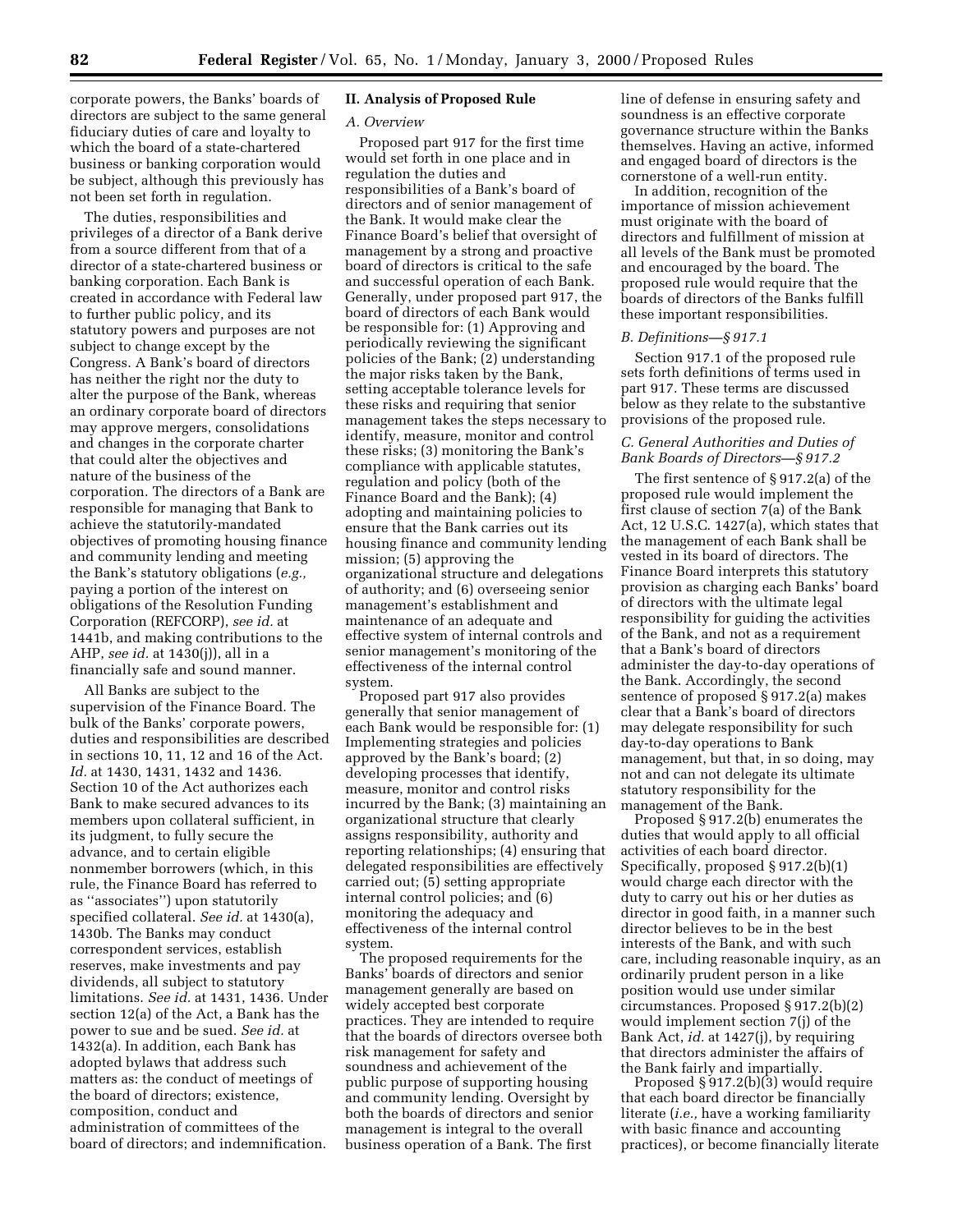corporate powers, the Banks' boards of directors are subject to the same general fiduciary duties of care and loyalty to which the board of a state-chartered business or banking corporation would be subject, although this previously has not been set forth in regulation.

The duties, responsibilities and privileges of a director of a Bank derive from a source different from that of a director of a state-chartered business or banking corporation. Each Bank is created in accordance with Federal law to further public policy, and its statutory powers and purposes are not subject to change except by the Congress. A Bank's board of directors has neither the right nor the duty to alter the purpose of the Bank, whereas an ordinary corporate board of directors may approve mergers, consolidations and changes in the corporate charter that could alter the objectives and nature of the business of the corporation. The directors of a Bank are responsible for managing that Bank to achieve the statutorily-mandated objectives of promoting housing finance and community lending and meeting the Bank's statutory obligations (*e.g.,* paying a portion of the interest on obligations of the Resolution Funding Corporation (REFCORP), *see id.* at 1441b, and making contributions to the AHP, *see id.* at 1430(j)), all in a financially safe and sound manner.

All Banks are subject to the supervision of the Finance Board. The bulk of the Banks' corporate powers, duties and responsibilities are described in sections 10, 11, 12 and 16 of the Act. *Id.* at 1430, 1431, 1432 and 1436. Section 10 of the Act authorizes each Bank to make secured advances to its members upon collateral sufficient, in its judgment, to fully secure the advance, and to certain eligible nonmember borrowers (which, in this rule, the Finance Board has referred to as "associates") upon statutorily specified collateral. *See id.* at 1430(a), 1430b. The Banks may conduct correspondent services, establish reserves, make investments and pay dividends, all subject to statutory limitations. *See id.* at 1431, 1436. Under section 12(a) of the Act, a Bank has the power to sue and be sued. *See id.* at 1432(a). In addition, each Bank has adopted bylaws that address such matters as: the conduct of meetings of the board of directors; existence, composition, conduct and administration of committees of the board of directors; and indemnification.

## II. Analysis of Proposed Rule

### A. Overview

Proposed part 917 for the first time would set forth in one place and in regulation the duties and responsibilities of a Bank's board of directors and of senior management of the Bank. It would make clear the Finance Board's belief that oversight of management by a strong and proactive board of directors is critical to the safe and successful operation of each Bank. Generally, under proposed part 917, the board of directors of each Bank would be responsible for: (1) Approving and periodically reviewing the significant policies of the Bank; (2) understanding the major risks taken by the Bank, setting acceptable tolerance levels for these risks and requiring that senior management takes the steps necessary to identify, measure, monitor and control these risks; (3) monitoring the Bank's compliance with applicable statutes, regulation and policy (both of the Finance Board and the Bank); (4) adopting and maintaining policies to ensure that the Bank carries out its housing finance and community lending mission; (5) approving the organizational structure and delegations of authority; and (6) overseeing senior management's establishment and maintenance of an adequate and effective system of internal controls and senior management's monitoring of the effectiveness of the internal control system.

Proposed part 917 also provides generally that senior management of each Bank would be responsible for: (1) Implementing strategies and policies approved by the Bank's board; (2) developing processes that identify, measure, monitor and control risks incurred by the Bank; (3) maintaining an organizational structure that clearly assigns responsibility, authority and reporting relationships; (4) ensuring that delegated responsibilities are effectively carried out; (5) setting appropriate internal control policies; and (6) monitoring the adequacy and effectiveness of the internal control system.

The proposed requirements for the Banks' boards of directors and senior management generally are based on widely accepted best corporate practices. They are intended to require that the boards of directors oversee both risk management for safety and soundness and achievement of the public purpose of supporting housing and community lending. Oversight by both the boards of directors and senior management is integral to the overall business operation of a Bank. The first line of defense in ensuring safety and soundness is an effective corporate governance structure within the Banks themselves. Having an active, informed and engaged board of directors is the cornerstone of a well-run entity.

In addition, recognition of the importance of mission achievement must originate with the board of directors and fulfillment of mission at all levels of the Bank must be promoted and encouraged by the board. The proposed rule would require that the boards of directors of the Banks fulfill these important responsibilities.

### B. Definitions—§ 917.1

Section 917.1 of the proposed rule sets forth definitions of terms used in part 917. These terms are discussed below as they relate to the substantive provisions of the proposed rule.

### C. General Authorities and Duties of Bank Boards of Directors—§ 917.2

The first sentence of § 917.2(a) of the proposed rule would implement the first clause of section 7(a) of the Bank Act, 12 U.S.C. 1427(a), which states that the management of each Bank shall be vested in its board of directors. The Finance Board interprets this statutory provision as charging each Banks' board of directors with the ultimate legal responsibility for guiding the activities of the Bank, and not as a requirement that a Bank's board of directors administer the day-to-day operations of the Bank. Accordingly, the second sentence of proposed § 917.2(a) makes clear that a Bank's board of directors may delegate responsibility for such day-to-day operations to Bank management, but that, in so doing, may not and can not delegate its ultimate statutory responsibility for the management of the Bank.

Proposed § 917.2(b) enumerates the duties that would apply to all official activities of each board director. Specifically, proposed § 917.2(b)(1) would charge each director with the duty to carry out his or her duties as director in good faith, in a manner such director believes to be in the best interests of the Bank, and with such care, including reasonable inquiry, as an ordinarily prudent person in a like position would use under similar circumstances. Proposed § 917.2(b)(2) would implement section 7(j) of the Bank Act, *id.* at 1427(j), by requiring that directors administer the affairs of the Bank fairly and impartially.

Proposed § 917.2(b)(3) would require that each board director be financially literate (*i.e.,* have a working familiarity with basic finance and accounting practices), or become financially literate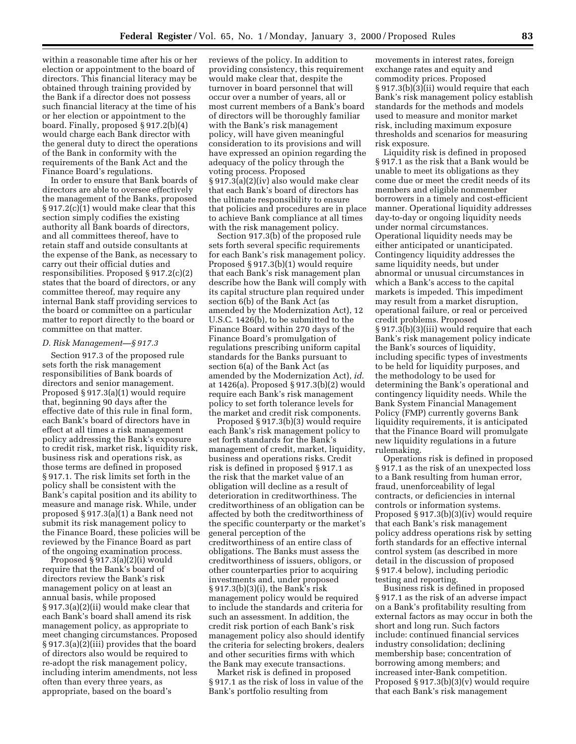within a reasonable time after his or her election or appointment to the board of directors. This financial literacy may be obtained through training provided by the Bank if a director does not possess such financial literacy at the time of his or her election or appointment to the board. Finally, proposed § 917.2(b)(4) would charge each Bank director with the general duty to direct the operations of the Bank in conformity with the requirements of the Bank Act and the Finance Board's regulations.

In order to ensure that Bank boards of directors are able to oversee effectively the management of the Banks, proposed § 917.2(c)(1) would make clear that this section simply codifies the existing authority all Bank boards of directors, and all committees thereof, have to retain staff and outside consultants at the expense of the Bank, as necessary to carry out their official duties and responsibilities. Proposed § 917.2(c)(2) states that the board of directors, or any committee thereof, may require any internal Bank staff providing services to the board or committee on a particular matter to report directly to the board or committee on that matter.

### *D. Risk Management—§ 917.3*

Section 917.3 of the proposed rule sets forth the risk management responsibilities of Bank boards of directors and senior management. Proposed § 917.3(a)(1) would require that, beginning 90 days after the effective date of this rule in final form, each Bank's board of directors have in effect at all times a risk management policy addressing the Bank's exposure to credit risk, market risk, liquidity risk, business risk and operations risk, as those terms are defined in proposed § 917.1. The risk limits set forth in the policy shall be consistent with the Bank's capital position and its ability to measure and manage risk. While, under proposed § 917.3(a)(1) a Bank need not submit its risk management policy to the Finance Board, these policies will be reviewed by the Finance Board as part of the ongoing examination process.

Proposed § 917.3(a)(2)(i) would require that the Bank's board of directors review the Bank's risk management policy on at least an annual basis, while proposed § 917.3(a)(2)(ii) would make clear that each Bank's board shall amend its risk management policy, as appropriate to meet changing circumstances. Proposed § 917.3(a)(2)(iii) provides that the board of directors also would be required to re-adopt the risk management policy, including interim amendments, not less often than every three years, as appropriate, based on the board's reviews of the policy. In addition to providing consistency, this requirement would make clear that, despite the turnover in board personnel that will occur over a number of years, all or most current members of a Bank's board of directors will be thoroughly familiar with the Bank's risk management policy, will have given meaningful consideration to its provisions and will have expressed an opinion regarding the adequacy of the policy through the voting process. Proposed § 917.3(a)(2)(iv) also would make clear that each Bank's board of directors has the ultimate responsibility to ensure that policies and procedures are in place to achieve Bank compliance at all times with the risk management policy.

Section 917.3(b) of the proposed rule sets forth several specific requirements for each Bank's risk management policy. Proposed § 917.3(b)(1) would require that each Bank's risk management plan describe how the Bank will comply with its capital structure plan required under section 6(b) of the Bank Act (as amended by the Modernization Act), 12 U.S.C. 1426(b), to be submitted to the Finance Board within 270 days of the Finance Board's promulgation of regulations prescribing uniform capital standards for the Banks pursuant to section 6(a) of the Bank Act (as amended by the Modernization Act), *id.* at 1426(a). Proposed § 917.3(b)(2) would require each Bank's risk management policy to set forth tolerance levels for the market and credit risk components.

Proposed § 917.3(b)(3) would require each Bank's risk management policy to set forth standards for the Bank's management of credit, market, liquidity, business and operations risks. Credit risk is defined in proposed § 917.1 as the risk that the market value of an obligation will decline as a result of deterioration in creditworthiness. The creditworthiness of an obligation can be affected by both the creditworthiness of the specific counterparty or the market's general perception of the creditworthiness of an entire class of obligations. The Banks must assess the creditworthiness of issuers, obligors, or other counterparties prior to acquiring investments and, under proposed § 917.3(b)(3)(i), the Bank's risk management policy would be required to include the standards and criteria for such an assessment. In addition, the credit risk portion of each Bank's risk management policy also should identify the criteria for selecting brokers, dealers and other securities firms with which the Bank may execute transactions.

Market risk is defined in proposed § 917.1 as the risk of loss in value of the Bank's portfolio resulting from movements in interest rates, foreign exchange rates and equity and commodity prices. Proposed § 917.3(b)(3)(ii) would require that each Bank's risk management policy establish standards for the methods and models used to measure and monitor market risk, including maximum exposure thresholds and scenarios for measuring risk exposure.

Liquidity risk is defined in proposed § 917.1 as the risk that a Bank would be unable to meet its obligations as they come due or meet the credit needs of its members and eligible nonmember borrowers in a timely and cost-efficient manner. Operational liquidity addresses day-to-day or ongoing liquidity needs under normal circumstances. Operational liquidity needs may be either anticipated or unanticipated. Contingency liquidity addresses the same liquidity needs, but under abnormal or unusual circumstances in which a Bank's access to the capital markets is impeded. This impediment may result from a market disruption, operational failure, or real or perceived credit problems. Proposed § 917.3(b)(3)(iii) would require that each Bank's risk management policy indicate the Bank's sources of liquidity, including specific types of investments to be held for liquidity purposes, and the methodology to be used for determining the Bank's operational and contingency liquidity needs. While the Bank System Financial Management Policy (FMP) currently governs Bank liquidity requirements, it is anticipated that the Finance Board will promulgate new liquidity regulations in a future rulemaking.

Operations risk is defined in proposed § 917.1 as the risk of an unexpected loss to a Bank resulting from human error, fraud, unenforceability of legal contracts, or deficiencies in internal controls or information systems. Proposed § 917.3(b)(3)(iv) would require that each Bank's risk management policy address operations risk by setting forth standards for an effective internal control system (as described in more detail in the discussion of proposed § 917.4 below), including periodic testing and reporting.

Business risk is defined in proposed § 917.1 as the risk of an adverse impact on a Bank's profitability resulting from external factors as may occur in both the short and long run. Such factors include: continued financial services industry consolidation; declining membership base; concentration of borrowing among members; and increased inter-Bank competition. Proposed § 917.3(b)(3)(v) would require that each Bank's risk management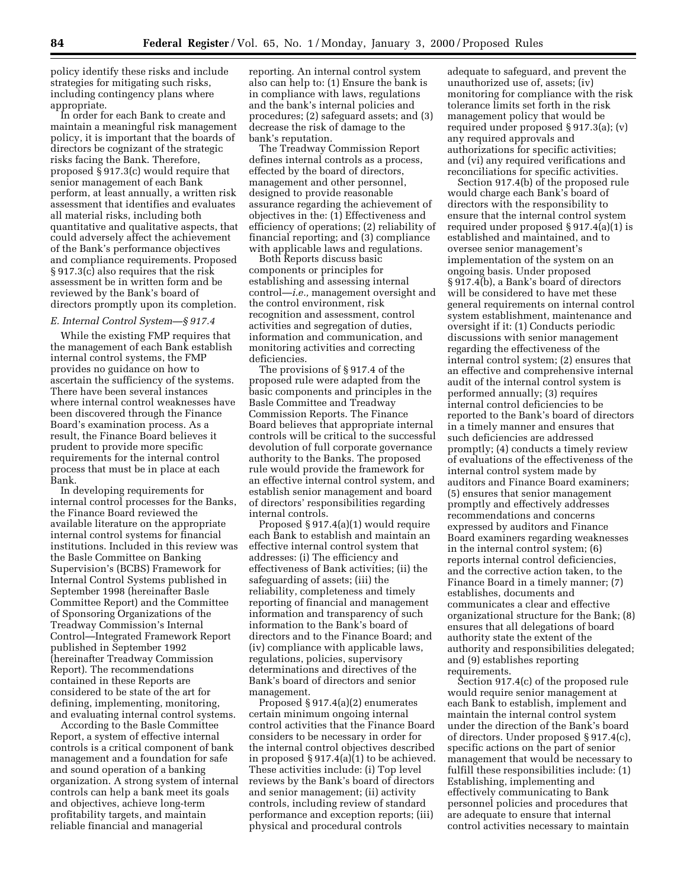policy identify these risks and include strategies for mitigating such risks, including contingency plans where appropriate.

In order for each Bank to create and maintain a meaningful risk management policy, it is important that the boards of directors be cognizant of the strategic risks facing the Bank. Therefore, proposed § 917.3(c) would require that senior management of each Bank perform, at least annually, a written risk assessment that identifies and evaluates all material risks, including both quantitative and qualitative aspects, that could adversely affect the achievement of the Bank's performance objectives and compliance requirements. Proposed § 917.3(c) also requires that the risk assessment be in written form and be reviewed by the Bank's board of directors promptly upon its completion.

### *E. Internal Control System—§ 917.4*

While the existing FMP requires that the management of each Bank establish internal control systems, the FMP provides no guidance on how to ascertain the sufficiency of the systems. There have been several instances where internal control weaknesses have been discovered through the Finance Board's examination process. As a result, the Finance Board believes it prudent to provide more specific requirements for the internal control process that must be in place at each Bank.

In developing requirements for internal control processes for the Banks, the Finance Board reviewed the available literature on the appropriate internal control systems for financial institutions. Included in this review was the Basle Committee on Banking Supervision's (BCBS) Framework for Internal Control Systems published in September 1998 (hereinafter Basle Committee Report) and the Committee of Sponsoring Organizations of the Treadway Commission's Internal Control—Integrated Framework Report published in September 1992 (hereinafter Treadway Commission Report). The recommendations contained in these Reports are considered to be state of the art for defining, implementing, monitoring, and evaluating internal control systems.

According to the Basle Committee Report, a system of effective internal controls is a critical component of bank management and a foundation for safe and sound operation of a banking organization. A strong system of internal controls can help a bank meet its goals and objectives, achieve long-term profitability targets, and maintain reliable financial and managerial reporting. An internal control system also can help to: (1) Ensure the bank is in compliance with laws, regulations and the bank's internal policies and procedures; (2) safeguard assets; and (3) decrease the risk of damage to the bank's reputation.

The Treadway Commission Report defines internal controls as a process, effected by the board of directors, management and other personnel, designed to provide reasonable assurance regarding the achievement of objectives in the: (1) Effectiveness and efficiency of operations; (2) reliability of financial reporting; and (3) compliance with applicable laws and regulations.

Both Reports discuss basic components or principles for establishing and assessing internal control—*i.e.,* management oversight and the control environment, risk recognition and assessment, control activities and segregation of duties, information and communication, and monitoring activities and correcting deficiencies.

The provisions of § 917.4 of the proposed rule were adapted from the basic components and principles in the Basle Committee and Treadway Commission Reports. The Finance Board believes that appropriate internal controls will be critical to the successful devolution of full corporate governance authority to the Banks. The proposed rule would provide the framework for an effective internal control system, and establish senior management and board of directors' responsibilities regarding internal controls.

Proposed § 917.4(a)(1) would require each Bank to establish and maintain an effective internal control system that addresses: (i) The efficiency and effectiveness of Bank activities; (ii) the safeguarding of assets; (iii) the reliability, completeness and timely reporting of financial and management information and transparency of such information to the Bank's board of directors and to the Finance Board; and (iv) compliance with applicable laws, regulations, policies, supervisory determinations and directives of the Bank's board of directors and senior management.

Proposed § 917.4(a)(2) enumerates certain minimum ongoing internal control activities that the Finance Board considers to be necessary in order for the internal control objectives described in proposed § 917.4(a)(1) to be achieved. These activities include: (i) Top level reviews by the Bank's board of directors and senior management; (ii) activity controls, including review of standard performance and exception reports; (iii) physical and procedural controls adequate to safeguard, and prevent the unauthorized use of, assets; (iv) monitoring for compliance with the risk tolerance limits set forth in the risk management policy that would be required under proposed § 917.3(a); (v) any required approvals and authorizations for specific activities; and (vi) any required verifications and reconciliations for specific activities.

Section 917.4(b) of the proposed rule would charge each Bank's board of directors with the responsibility to ensure that the internal control system required under proposed § 917.4(a)(1) is established and maintained, and to oversee senior management's implementation of the system on an ongoing basis. Under proposed § 917.4(b), a Bank's board of directors will be considered to have met these general requirements on internal control system establishment, maintenance and oversight if it: (1) Conducts periodic discussions with senior management regarding the effectiveness of the internal control system; (2) ensures that an effective and comprehensive internal audit of the internal control system is performed annually; (3) requires internal control deficiencies to be reported to the Bank's board of directors in a timely manner and ensures that such deficiencies are addressed promptly; (4) conducts a timely review of evaluations of the effectiveness of the internal control system made by auditors and Finance Board examiners; (5) ensures that senior management promptly and effectively addresses recommendations and concerns expressed by auditors and Finance Board examiners regarding weaknesses in the internal control system; (6) reports internal control deficiencies, and the corrective action taken, to the Finance Board in a timely manner; (7) establishes, documents and communicates a clear and effective organizational structure for the Bank; (8) ensures that all delegations of board authority state the extent of the authority and responsibilities delegated; and (9) establishes reporting requirements.

Section 917.4(c) of the proposed rule would require senior management at each Bank to establish, implement and maintain the internal control system under the direction of the Bank's board of directors. Under proposed § 917.4(c), specific actions on the part of senior management that would be necessary to fulfill these responsibilities include: (1) Establishing, implementing and effectively communicating to Bank personnel policies and procedures that are adequate to ensure that internal control activities necessary to maintain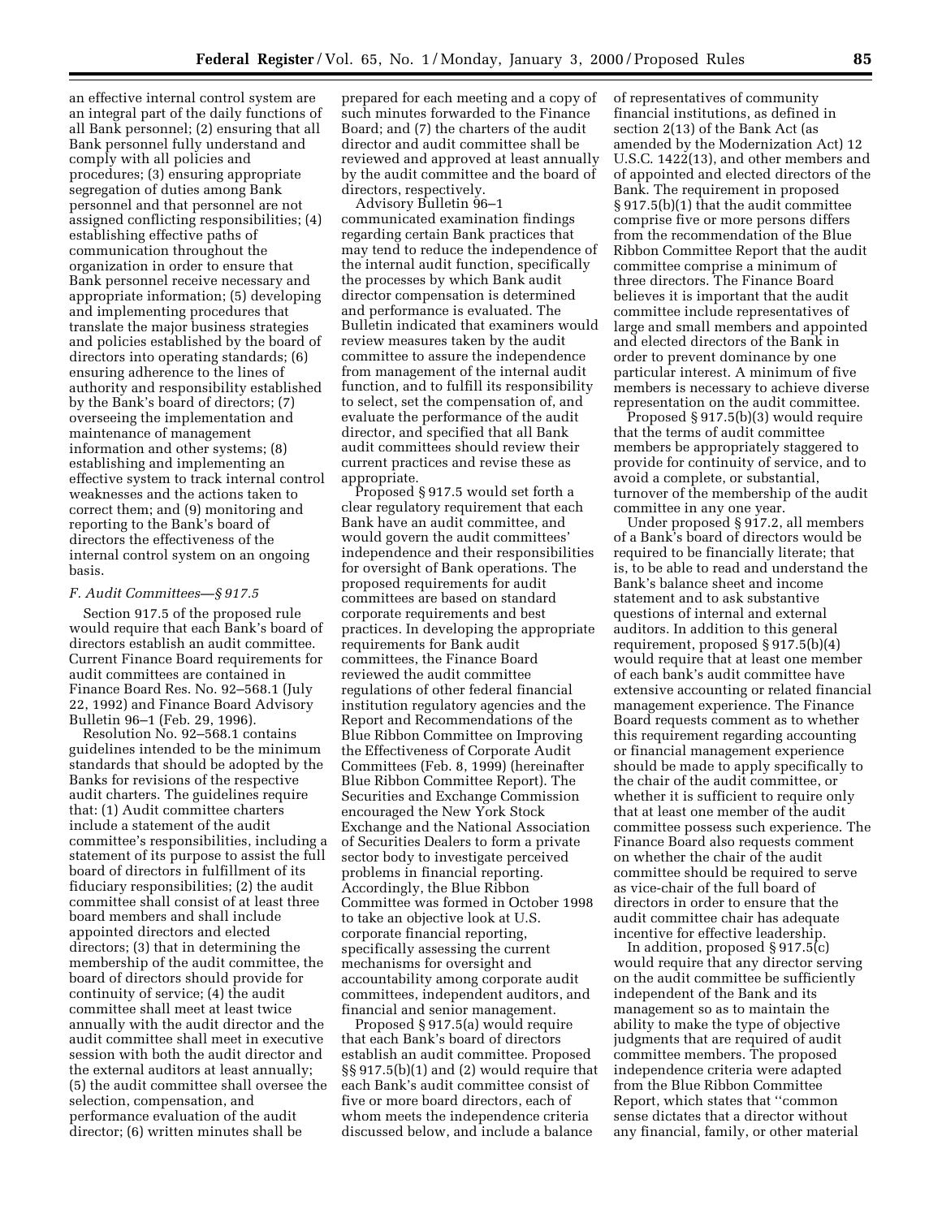an effective internal control system are an integral part of the daily functions of all Bank personnel; (2) ensuring that all Bank personnel fully understand and comply with all policies and procedures; (3) ensuring appropriate segregation of duties among Bank personnel and that personnel are not assigned conflicting responsibilities; (4) establishing effective paths of communication throughout the organization in order to ensure that Bank personnel receive necessary and appropriate information; (5) developing and implementing procedures that translate the major business strategies and policies established by the board of directors into operating standards; (6) ensuring adherence to the lines of authority and responsibility established by the Bank's board of directors; (7) overseeing the implementation and maintenance of management information and other systems; (8) establishing and implementing an effective system to track internal control weaknesses and the actions taken to correct them; and (9) monitoring and reporting to the Bank's board of directors the effectiveness of the internal control system on an ongoing basis.

### *F. Audit Committees—§ 917.5*

Section 917.5 of the proposed rule would require that each Bank's board of directors establish an audit committee. Current Finance Board requirements for audit committees are contained in Finance Board Res. No. 92–568.1 (July 22, 1992) and Finance Board Advisory Bulletin 96–1 (Feb. 29, 1996).

Resolution No. 92–568.1 contains guidelines intended to be the minimum standards that should be adopted by the Banks for revisions of the respective audit charters. The guidelines require that: (1) Audit committee charters include a statement of the audit committee's responsibilities, including a statement of its purpose to assist the full board of directors in fulfillment of its fiduciary responsibilities; (2) the audit committee shall consist of at least three board members and shall include appointed directors and elected directors; (3) that in determining the membership of the audit committee, the board of directors should provide for continuity of service; (4) the audit committee shall meet at least twice annually with the audit director and the audit committee shall meet in executive session with both the audit director and the external auditors at least annually; (5) the audit committee shall oversee the selection, compensation, and performance evaluation of the audit director; (6) written minutes shall be prepared for each meeting and a copy of such minutes forwarded to the Finance Board; and (7) the charters of the audit director and audit committee shall be reviewed and approved at least annually by the audit committee and the board of directors, respectively.

Advisory Bulletin 96–1 communicated examination findings regarding certain Bank practices that may tend to reduce the independence of the internal audit function, specifically the processes by which Bank audit director compensation is determined and performance is evaluated. The Bulletin indicated that examiners would review measures taken by the audit committee to assure the independence from management of the internal audit function, and to fulfill its responsibility to select, set the compensation of, and evaluate the performance of the audit director, and specified that all Bank audit committees should review their current practices and revise these as appropriate.

Proposed § 917.5 would set forth a clear regulatory requirement that each Bank have an audit committee, and would govern the audit committees' independence and their responsibilities for oversight of Bank operations. The proposed requirements for audit committees are based on standard corporate requirements and best practices. In developing the appropriate requirements for Bank audit committees, the Finance Board reviewed the audit committee regulations of other federal financial institution regulatory agencies and the Report and Recommendations of the Blue Ribbon Committee on Improving the Effectiveness of Corporate Audit Committees (Feb. 8, 1999) (hereinafter Blue Ribbon Committee Report). The Securities and Exchange Commission encouraged the New York Stock Exchange and the National Association of Securities Dealers to form a private sector body to investigate perceived problems in financial reporting. Accordingly, the Blue Ribbon Committee was formed in October 1998 to take an objective look at U.S. corporate financial reporting, specifically assessing the current mechanisms for oversight and accountability among corporate audit committees, independent auditors, and financial and senior management.

Proposed § 917.5(a) would require that each Bank's board of directors establish an audit committee. Proposed §§ 917.5(b)(1) and (2) would require that each Bank's audit committee consist of five or more board directors, each of whom meets the independence criteria discussed below, and include a balance of representatives of community financial institutions, as defined in section 2(13) of the Bank Act (as amended by the Modernization Act) 12 U.S.C. 1422(13), and other members and of appointed and elected directors of the Bank. The requirement in proposed § 917.5(b)(1) that the audit committee comprise five or more persons differs from the recommendation of the Blue Ribbon Committee Report that the audit committee comprise a minimum of three directors. The Finance Board believes it is important that the audit committee include representatives of large and small members and appointed and elected directors of the Bank in order to prevent dominance by one particular interest. A minimum of five members is necessary to achieve diverse representation on the audit committee.

Proposed § 917.5(b)(3) would require that the terms of audit committee members be appropriately staggered to provide for continuity of service, and to avoid a complete, or substantial, turnover of the membership of the audit committee in any one year.

Under proposed § 917.2, all members of a Bank's board of directors would be required to be financially literate; that is, to be able to read and understand the Bank's balance sheet and income statement and to ask substantive questions of internal and external auditors. In addition to this general requirement, proposed § 917.5(b)(4) would require that at least one member of each bank's audit committee have extensive accounting or related financial management experience. The Finance Board requests comment as to whether this requirement regarding accounting or financial management experience should be made to apply specifically to the chair of the audit committee, or whether it is sufficient to require only that at least one member of the audit committee possess such experience. The Finance Board also requests comment on whether the chair of the audit committee should be required to serve as vice-chair of the full board of directors in order to ensure that the audit committee chair has adequate incentive for effective leadership.

In addition, proposed § 917.5(c) would require that any director serving on the audit committee be sufficiently independent of the Bank and its management so as to maintain the ability to make the type of objective judgments that are required of audit committee members. The proposed independence criteria were adapted from the Blue Ribbon Committee Report, which states that ''common sense dictates that a director without any financial, family, or other material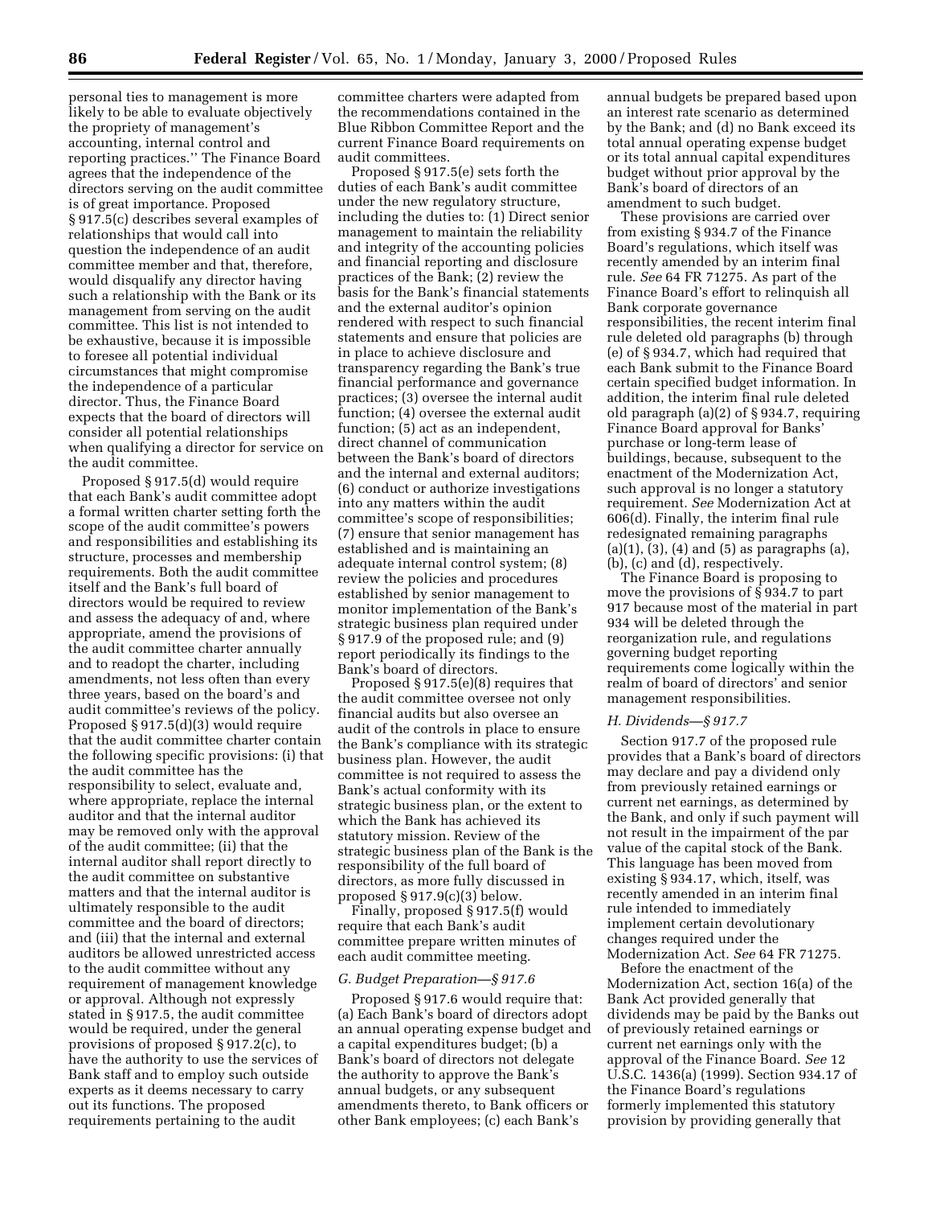personal ties to management is more likely to be able to evaluate objectively the propriety of management's accounting, internal control and reporting practices.'' The Finance Board agrees that the independence of the directors serving on the audit committee is of great importance. Proposed § 917.5(c) describes several examples of relationships that would call into question the independence of an audit committee member and that, therefore, would disqualify any director having such a relationship with the Bank or its management from serving on the audit committee. This list is not intended to be exhaustive, because it is impossible to foresee all potential individual circumstances that might compromise the independence of a particular director. Thus, the Finance Board expects that the board of directors will consider all potential relationships when qualifying a director for service on the audit committee.

Proposed § 917.5(d) would require that each Bank's audit committee adopt a formal written charter setting forth the scope of the audit committee's powers and responsibilities and establishing its structure, processes and membership requirements. Both the audit committee itself and the Bank's full board of directors would be required to review and assess the adequacy of and, where appropriate, amend the provisions of the audit committee charter annually and to readopt the charter, including amendments, not less often than every three years, based on the board's and audit committee's reviews of the policy. Proposed § 917.5(d)(3) would require that the audit committee charter contain the following specific provisions: (i) that the audit committee has the responsibility to select, evaluate and, where appropriate, replace the internal auditor and that the internal auditor may be removed only with the approval of the audit committee; (ii) that the internal auditor shall report directly to the audit committee on substantive matters and that the internal auditor is ultimately responsible to the audit committee and the board of directors; and (iii) that the internal and external auditors be allowed unrestricted access to the audit committee without any requirement of management knowledge or approval. Although not expressly stated in § 917.5, the audit committee would be required, under the general provisions of proposed § 917.2(c), to have the authority to use the services of Bank staff and to employ such outside experts as it deems necessary to carry out its functions. The proposed requirements pertaining to the audit committee charters were adapted from the recommendations contained in the Blue Ribbon Committee Report and the current Finance Board requirements on audit committees.

Proposed § 917.5(e) sets forth the duties of each Bank's audit committee under the new regulatory structure, including the duties to: (1) Direct senior management to maintain the reliability and integrity of the accounting policies and financial reporting and disclosure practices of the Bank; (2) review the basis for the Bank's financial statements and the external auditor's opinion rendered with respect to such financial statements and ensure that policies are in place to achieve disclosure and transparency regarding the Bank's true financial performance and governance practices; (3) oversee the internal audit function; (4) oversee the external audit function; (5) act as an independent, direct channel of communication between the Bank's board of directors and the internal and external auditors; (6) conduct or authorize investigations into any matters within the audit committee's scope of responsibilities; (7) ensure that senior management has established and is maintaining an adequate internal control system; (8) review the policies and procedures established by senior management to monitor implementation of the Bank's strategic business plan required under § 917.9 of the proposed rule; and (9) report periodically its findings to the Bank's board of directors.

Proposed § 917.5(e)(8) requires that the audit committee oversee not only financial audits but also oversee an audit of the controls in place to ensure the Bank's compliance with its strategic business plan. However, the audit committee is not required to assess the Bank's actual conformity with its strategic business plan, or the extent to which the Bank has achieved its statutory mission. Review of the strategic business plan of the Bank is the responsibility of the full board of directors, as more fully discussed in proposed § 917.9(c)(3) below.

Finally, proposed § 917.5(f) would require that each Bank's audit committee prepare written minutes of each audit committee meeting.

### *G. Budget Preparation—§ 917.6*

Proposed § 917.6 would require that: (a) Each Bank's board of directors adopt an annual operating expense budget and a capital expenditures budget; (b) a Bank's board of directors not delegate the authority to approve the Bank's annual budgets, or any subsequent amendments thereto, to Bank officers or other Bank employees; (c) each Bank's annual budgets be prepared based upon an interest rate scenario as determined by the Bank; and (d) no Bank exceed its total annual operating expense budget or its total annual capital expenditures budget without prior approval by the Bank's board of directors of an amendment to such budget.

These provisions are carried over from existing § 934.7 of the Finance Board's regulations, which itself was recently amended by an interim final rule. *See* 64 FR 71275. As part of the Finance Board's effort to relinquish all Bank corporate governance responsibilities, the recent interim final rule deleted old paragraphs (b) through (e) of § 934.7, which had required that each Bank submit to the Finance Board certain specified budget information. In addition, the interim final rule deleted old paragraph (a)(2) of § 934.7, requiring Finance Board approval for Banks' purchase or long-term lease of buildings, because, subsequent to the enactment of the Modernization Act, such approval is no longer a statutory requirement. *See* Modernization Act at 606(d). Finally, the interim final rule redesignated remaining paragraphs (a)(1), (3), (4) and (5) as paragraphs (a), (b), (c) and (d), respectively.

The Finance Board is proposing to move the provisions of § 934.7 to part 917 because most of the material in part 934 will be deleted through the reorganization rule, and regulations governing budget reporting requirements come logically within the realm of board of directors' and senior management responsibilities.

### *H. Dividends—§ 917.7*

Section 917.7 of the proposed rule provides that a Bank's board of directors may declare and pay a dividend only from previously retained earnings or current net earnings, as determined by the Bank, and only if such payment will not result in the impairment of the par value of the capital stock of the Bank. This language has been moved from existing § 934.17, which, itself, was recently amended in an interim final rule intended to immediately implement certain devolutionary changes required under the Modernization Act. *See* 64 FR 71275.

Before the enactment of the Modernization Act, section 16(a) of the Bank Act provided generally that dividends may be paid by the Banks out of previously retained earnings or current net earnings only with the approval of the Finance Board. *See* 12 U.S.C. 1436(a) (1999). Section 934.17 of the Finance Board's regulations formerly implemented this statutory provision by providing generally that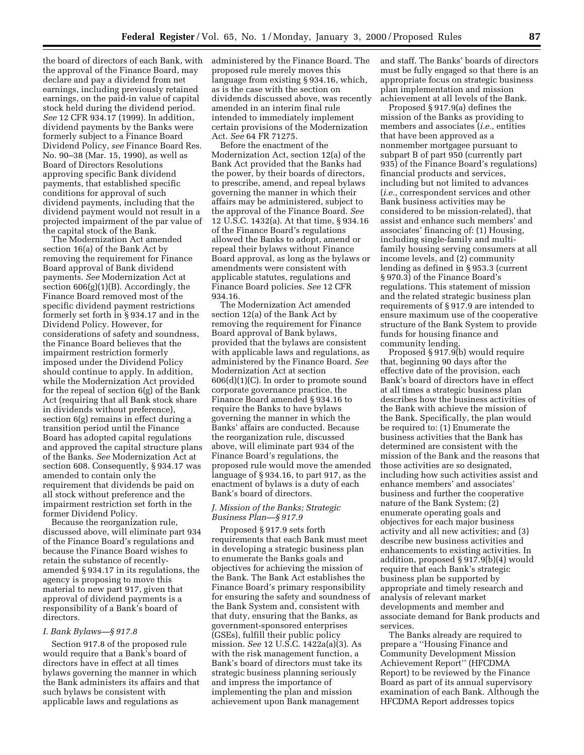the board of directors of each Bank, with the approval of the Finance Board, may declare and pay a dividend from net earnings, including previously retained earnings, on the paid-in value of capital stock held during the dividend period. *See* 12 CFR 934.17 (1999). In addition, dividend payments by the Banks were formerly subject to a Finance Board Dividend Policy, *see* Finance Board Res. No. 90–38 (Mar. 15, 1990), as well as Board of Directors Resolutions approving specific Bank dividend payments, that established specific conditions for approval of such dividend payments, including that the dividend payment would not result in a projected impairment of the par value of the capital stock of the Bank.

The Modernization Act amended section 16(a) of the Bank Act by removing the requirement for Finance Board approval of Bank dividend payments. *See* Modernization Act at section 606(g)(1)(B). Accordingly, the Finance Board removed most of the specific dividend payment restrictions formerly set forth in § 934.17 and in the Dividend Policy. However, for considerations of safety and soundness, the Finance Board believes that the impairment restriction formerly imposed under the Dividend Policy should continue to apply. In addition, while the Modernization Act provided for the repeal of section 6(g) of the Bank Act (requiring that all Bank stock share in dividends without preference), section 6(g) remains in effect during a transition period until the Finance Board has adopted capital regulations and approved the capital structure plans of the Banks. *See* Modernization Act at section 608. Consequently, § 934.17 was amended to contain only the requirement that dividends be paid on all stock without preference and the impairment restriction set forth in the former Dividend Policy.

Because the reorganization rule, discussed above, will eliminate part 934 of the Finance Board's regulations and because the Finance Board wishes to retain the substance of recently-amended § 934.17 in its regulations, the agency is proposing to move this material to new part 917, given that approval of dividend payments is a responsibility of a Bank's board of directors.

*I. Bank Bylaws—§ 917.8*

Section 917.8 of the proposed rule would require that a Bank's board of directors have in effect at all times bylaws governing the manner in which the Bank administers its affairs and that such bylaws be consistent with applicable laws and regulations as administered by the Finance Board. The proposed rule merely moves this language from existing § 934.16, which, as is the case with the section on dividends discussed above, was recently amended in an interim final rule intended to immediately implement certain provisions of the Modernization Act. *See* 64 FR 71275.

Before the enactment of the Modernization Act, section 12(a) of the Bank Act provided that the Banks had the power, by their boards of directors, to prescribe, amend, and repeal bylaws governing the manner in which their affairs may be administered, subject to the approval of the Finance Board. *See* 12 U.S.C. 1432(a). At that time, § 934.16 of the Finance Board's regulations allowed the Banks to adopt, amend or repeal their bylaws without Finance Board approval, as long as the bylaws or amendments were consistent with applicable statutes, regulations and Finance Board policies. *See* 12 CFR 934.16.

The Modernization Act amended section 12(a) of the Bank Act by removing the requirement for Finance Board approval of Bank bylaws, provided that the bylaws are consistent with applicable laws and regulations, as administered by the Finance Board. *See* Modernization Act at section 606(d)(1)(C). In order to promote sound corporate governance practice, the Finance Board amended § 934.16 to require the Banks to have bylaws governing the manner in which the Banks' affairs are conducted. Because the reorganization rule, discussed above, will eliminate part 934 of the Finance Board's regulations, the proposed rule would move the amended language of § 934.16, to part 917, as the enactment of bylaws is a duty of each Bank's board of directors.

*J. Mission of the Banks; Strategic Business Plan—§ 917.9*

Proposed § 917.9 sets forth requirements that each Bank must meet in developing a strategic business plan to enumerate the Banks goals and objectives for achieving the mission of the Bank. The Bank Act establishes the Finance Board's primary responsibility for ensuring the safety and soundness of the Bank System and, consistent with that duty, ensuring that the Banks, as government-sponsored enterprises (GSEs), fulfill their public policy mission. *See* 12 U.S.C. 1422a(a)(3). As with the risk management function, a Bank's board of directors must take its strategic business planning seriously and impress the importance of implementing the plan and mission achievement upon Bank management and staff. The Banks' boards of directors must be fully engaged so that there is an appropriate focus on strategic business plan implementation and mission achievement at all levels of the Bank.

Proposed § 917.9(a) defines the mission of the Banks as providing to members and associates (*i.e.,* entities that have been approved as a nonmember mortgagee pursuant to subpart B of part 950 (currently part 935) of the Finance Board's regulations) financial products and services, including but not limited to advances (*i.e.,* correspondent services and other Bank business activities may be considered to be mission-related), that assist and enhance such members' and associates' financing of: (1) Housing, including single-family and multi-family housing serving consumers at all income levels, and (2) community lending as defined in § 953.3 (current § 970.3) of the Finance Board's regulations. This statement of mission and the related strategic business plan requirements of § 917.9 are intended to ensure maximum use of the cooperative structure of the Bank System to provide funds for housing finance and community lending.

Proposed § 917.9(b) would require that, beginning 90 days after the effective date of the provision, each Bank's board of directors have in effect at all times a strategic business plan describes how the business activities of the Bank with achieve the mission of the Bank. Specifically, the plan would be required to: (1) Enumerate the business activities that the Bank has determined are consistent with the mission of the Bank and the reasons that those activities are so designated, including how such activities assist and enhance members' and associates' business and further the cooperative nature of the Bank System; (2) enumerate operating goals and objectives for each major business activity and all new activities; and (3) describe new business activities and enhancements to existing activities. In addition, proposed § 917.9(b)(4) would require that each Bank's strategic business plan be supported by appropriate and timely research and analysis of relevant market developments and member and associate demand for Bank products and services.

The Banks already are required to prepare a ''Housing Finance and Community Development Mission Achievement Report'' (HFCDMA Report) to be reviewed by the Finance Board as part of its annual supervisory examination of each Bank. Although the HFCDMA Report addresses topics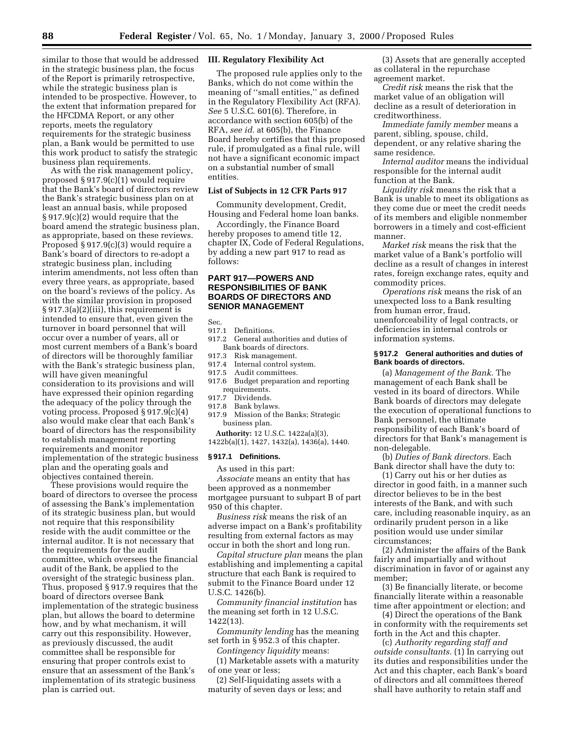similar to those that would be addressed in the strategic business plan, the focus of the Report is primarily retrospective, while the strategic business plan is intended to be prospective. However, to the extent that information prepared for the HFCDMA Report, or any other reports, meets the regulatory requirements for the strategic business plan, a Bank would be permitted to use this work product to satisfy the strategic business plan requirements.

As with the risk management policy, proposed § 917.9(c)(1) would require that the Bank's board of directors review the Bank's strategic business plan on at least an annual basis, while proposed § 917.9(c)(2) would require that the board amend the strategic business plan, as appropriate, based on these reviews. Proposed § 917.9(c)(3) would require a Bank's board of directors to re-adopt a strategic business plan, including interim amendments, not less often than every three years, as appropriate, based on the board's reviews of the policy. As with the similar provision in proposed § 917.3(a)(2)(iii), this requirement is intended to ensure that, even given the turnover in board personnel that will occur over a number of years, all or most current members of a Bank's board of directors will be thoroughly familiar with the Bank's strategic business plan, will have given meaningful consideration to its provisions and will have expressed their opinion regarding the adequacy of the policy through the voting process. Proposed § 917.9(c)(4) also would make clear that each Bank's board of directors has the responsibility to establish management reporting requirements and monitor implementation of the strategic business plan and the operating goals and objectives contained therein.

These provisions would require the board of directors to oversee the process of assessing the Bank's implementation of its strategic business plan, but would not require that this responsibility reside with the audit committee or the internal auditor. It is not necessary that the requirements for the audit committee, which oversees the financial audit of the Bank, be applied to the oversight of the strategic business plan. Thus, proposed § 917.9 requires that the board of directors oversee Bank implementation of the strategic business plan, but allows the board to determine how, and by what mechanism, it will carry out this responsibility. However, as previously discussed, the audit committee shall be responsible for ensuring that proper controls exist to ensure that an assessment of the Bank's implementation of its strategic business plan is carried out.

**III. Regulatory Flexibility Act**

The proposed rule applies only to the Banks, which do not come within the meaning of ''small entities,'' as defined in the Regulatory Flexibility Act (RFA). *See* 5 U.S.C. 601(6). Therefore, in accordance with section 605(b) of the RFA, *see id.* at 605(b), the Finance Board hereby certifies that this proposed rule, if promulgated as a final rule, will not have a significant economic impact on a substantial number of small entities.

**List of Subjects in 12 CFR Parts 917**

Community development, Credit, Housing and Federal home loan banks.

Accordingly, the Finance Board hereby proposes to amend title 12, chapter IX, Code of Federal Regulations, by adding a new part 917 to read as follows:

## PART 917—POWERS AND RESPONSIBILITIES OF BANK BOARDS OF DIRECTORS AND SENIOR MANAGEMENT

Sec.
917.1 Definitions.
917.2 General authorities and duties of Bank boards of directors.
917.3 Risk management.
917.4 Internal control system.
917.5 Audit committees.
917.6 Budget preparation and reporting requirements.
917.7 Dividends.
917.8 Bank bylaws.
917.9 Mission of the Banks; Strategic business plan.

**Authority:** 12 U.S.C. 1422a(a)(3), 1422b(a)(1), 1427, 1432(a), 1436(a), 1440.

### § 917.1 Definitions.

As used in this part:

*Associate* means an entity that has been approved as a nonmember mortgagee pursuant to subpart B of part 950 of this chapter.

*Business risk* means the risk of an adverse impact on a Bank's profitability resulting from external factors as may occur in both the short and long run.

*Capital structure plan* means the plan establishing and implementing a capital structure that each Bank is required to submit to the Finance Board under 12 U.S.C. 1426(b).

*Community financial institution* has the meaning set forth in 12 U.S.C. 1422(13).

*Community lending* has the meaning set forth in § 952.3 of this chapter.

*Contingency liquidity* means:

(1) Marketable assets with a maturity of one year or less;

(2) Self-liquidating assets with a maturity of seven days or less; and

(3) Assets that are generally accepted as collateral in the repurchase agreement market.

*Credit risk* means the risk that the market value of an obligation will decline as a result of deterioration in creditworthiness.

*Immediate family member* means a parent, sibling, spouse, child, dependent, or any relative sharing the same residence.

*Internal auditor* means the individual responsible for the internal audit function at the Bank.

*Liquidity risk* means the risk that a Bank is unable to meet its obligations as they come due or meet the credit needs of its members and eligible nonmember borrowers in a timely and cost-efficient manner.

*Market risk* means the risk that the market value of a Bank's portfolio will decline as a result of changes in interest rates, foreign exchange rates, equity and commodity prices.

*Operations risk* means the risk of an unexpected loss to a Bank resulting from human error, fraud, unenforceability of legal contracts, or deficiencies in internal controls or information systems.

### § 917.2 General authorities and duties of Bank boards of directors.

(a) *Management of the Bank.* The management of each Bank shall be vested in its board of directors. While Bank boards of directors may delegate the execution of operational functions to Bank personnel, the ultimate responsibility of each Bank's board of directors for that Bank's management is non-delegable.

(b) *Duties of Bank directors.* Each Bank director shall have the duty to:

(1) Carry out his or her duties as director in good faith, in a manner such director believes to be in the best interests of the Bank, and with such care, including reasonable inquiry, as an ordinarily prudent person in a like position would use under similar circumstances;

(2) Administer the affairs of the Bank fairly and impartially and without discrimination in favor of or against any member;

(3) Be financially literate, or become financially literate within a reasonable time after appointment or election; and

(4) Direct the operations of the Bank in conformity with the requirements set forth in the Act and this chapter.

(c) *Authority regarding staff and outside consultants.* (1) In carrying out its duties and responsibilities under the Act and this chapter, each Bank's board of directors and all committees thereof shall have authority to retain staff and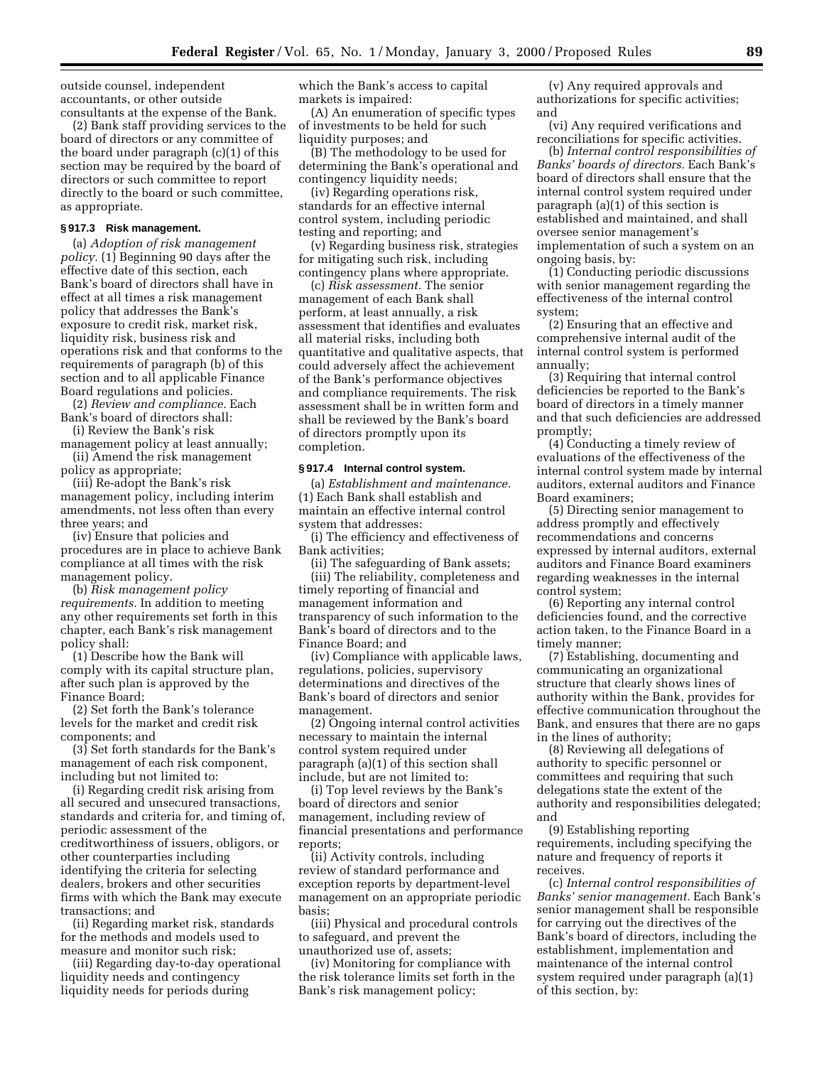outside counsel, independent accountants, or other outside consultants at the expense of the Bank.

(2) Bank staff providing services to the board of directors or any committee of the board under paragraph (c)(1) of this section may be required by the board of directors or such committee to report directly to the board or such committee, as appropriate.

#### § 917.3 Risk management.

(a) *Adoption of risk management policy.* (1) Beginning 90 days after the effective date of this section, each Bank's board of directors shall have in effect at all times a risk management policy that addresses the Bank's exposure to credit risk, market risk, liquidity risk, business risk and operations risk and that conforms to the requirements of paragraph (b) of this section and to all applicable Finance Board regulations and policies.

(2) *Review and compliance.* Each Bank's board of directors shall:

(i) Review the Bank's risk management policy at least annually;

(ii) Amend the risk management policy as appropriate;

(iii) Re-adopt the Bank's risk management policy, including interim amendments, not less often than every three years; and

(iv) Ensure that policies and procedures are in place to achieve Bank compliance at all times with the risk management policy.

(b) *Risk management policy requirements.* In addition to meeting any other requirements set forth in this chapter, each Bank's risk management policy shall:

(1) Describe how the Bank will comply with its capital structure plan, after such plan is approved by the Finance Board;

(2) Set forth the Bank's tolerance levels for the market and credit risk components; and

(3) Set forth standards for the Bank's management of each risk component, including but not limited to:

(i) Regarding credit risk arising from all secured and unsecured transactions, standards and criteria for, and timing of, periodic assessment of the creditworthiness of issuers, obligors, or other counterparties including identifying the criteria for selecting dealers, brokers and other securities firms with which the Bank may execute transactions; and

(ii) Regarding market risk, standards for the methods and models used to measure and monitor such risk;

(iii) Regarding day-to-day operational liquidity needs and contingency liquidity needs for periods during which the Bank's access to capital markets is impaired:

(A) An enumeration of specific types of investments to be held for such liquidity purposes; and

(B) The methodology to be used for determining the Bank's operational and contingency liquidity needs;

(iv) Regarding operations risk, standards for an effective internal control system, including periodic testing and reporting; and

(v) Regarding business risk, strategies for mitigating such risk, including contingency plans where appropriate.

(c) *Risk assessment.* The senior management of each Bank shall perform, at least annually, a risk assessment that identifies and evaluates all material risks, including both quantitative and qualitative aspects, that could adversely affect the achievement of the Bank's performance objectives and compliance requirements. The risk assessment shall be in written form and shall be reviewed by the Bank's board of directors promptly upon its completion.

#### § 917.4 Internal control system.

(a) *Establishment and maintenance.* (1) Each Bank shall establish and maintain an effective internal control system that addresses:

(i) The efficiency and effectiveness of Bank activities;

(ii) The safeguarding of Bank assets;

(iii) The reliability, completeness and timely reporting of financial and management information and transparency of such information to the Bank's board of directors and to the Finance Board; and

(iv) Compliance with applicable laws, regulations, policies, supervisory determinations and directives of the Bank's board of directors and senior management.

(2) Ongoing internal control activities necessary to maintain the internal control system required under paragraph (a)(1) of this section shall include, but are not limited to:

(i) Top level reviews by the Bank's board of directors and senior management, including review of financial presentations and performance reports;

(ii) Activity controls, including review of standard performance and exception reports by department-level management on an appropriate periodic basis;

(iii) Physical and procedural controls to safeguard, and prevent the unauthorized use of, assets;

(iv) Monitoring for compliance with the risk tolerance limits set forth in the Bank's risk management policy;

(v) Any required approvals and authorizations for specific activities; and

(vi) Any required verifications and reconciliations for specific activities.

(b) *Internal control responsibilities of Banks' boards of directors.* Each Bank's board of directors shall ensure that the internal control system required under paragraph (a)(1) of this section is established and maintained, and shall oversee senior management's implementation of such a system on an ongoing basis, by:

(1) Conducting periodic discussions with senior management regarding the effectiveness of the internal control system;

(2) Ensuring that an effective and comprehensive internal audit of the internal control system is performed annually;

(3) Requiring that internal control deficiencies be reported to the Bank's board of directors in a timely manner and that such deficiencies are addressed promptly;

(4) Conducting a timely review of evaluations of the effectiveness of the internal control system made by internal auditors, external auditors and Finance Board examiners;

(5) Directing senior management to address promptly and effectively recommendations and concerns expressed by internal auditors, external auditors and Finance Board examiners regarding weaknesses in the internal control system;

(6) Reporting any internal control deficiencies found, and the corrective action taken, to the Finance Board in a timely manner;

(7) Establishing, documenting and communicating an organizational structure that clearly shows lines of authority within the Bank, provides for effective communication throughout the Bank, and ensures that there are no gaps in the lines of authority;

(8) Reviewing all delegations of authority to specific personnel or committees and requiring that such delegations state the extent of the authority and responsibilities delegated; and

(9) Establishing reporting requirements, including specifying the nature and frequency of reports it receives.

(c) *Internal control responsibilities of Banks' senior management.* Each Bank's senior management shall be responsible for carrying out the directives of the Bank's board of directors, including the establishment, implementation and maintenance of the internal control system required under paragraph (a)(1) of this section, by: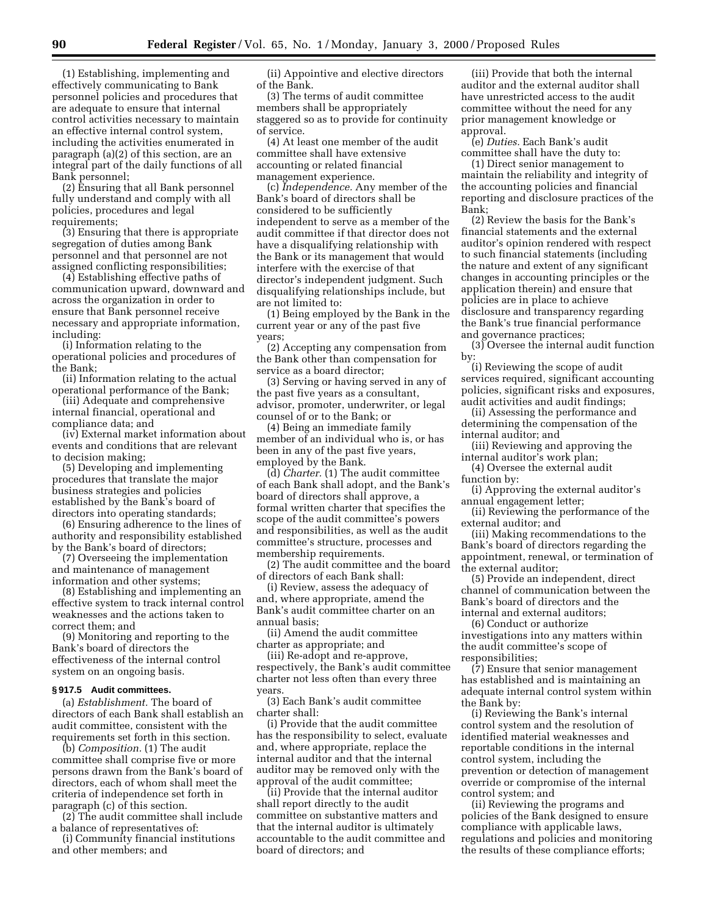(1) Establishing, implementing and effectively communicating to Bank personnel policies and procedures that are adequate to ensure that internal control activities necessary to maintain an effective internal control system, including the activities enumerated in paragraph (a)(2) of this section, are an integral part of the daily functions of all Bank personnel;

(2) Ensuring that all Bank personnel fully understand and comply with all policies, procedures and legal requirements;

(3) Ensuring that there is appropriate segregation of duties among Bank personnel and that personnel are not assigned conflicting responsibilities;

(4) Establishing effective paths of communication upward, downward and across the organization in order to ensure that Bank personnel receive necessary and appropriate information, including:

(i) Information relating to the operational policies and procedures of the Bank;

(ii) Information relating to the actual operational performance of the Bank;

(iii) Adequate and comprehensive internal financial, operational and compliance data; and

(iv) External market information about events and conditions that are relevant to decision making;

(5) Developing and implementing procedures that translate the major business strategies and policies established by the Bank's board of directors into operating standards;

(6) Ensuring adherence to the lines of authority and responsibility established by the Bank's board of directors;

(7) Overseeing the implementation and maintenance of management information and other systems;

(8) Establishing and implementing an effective system to track internal control weaknesses and the actions taken to correct them; and

(9) Monitoring and reporting to the Bank's board of directors the effectiveness of the internal control system on an ongoing basis.

### § 917.5 Audit committees.

(a) *Establishment.* The board of directors of each Bank shall establish an audit committee, consistent with the requirements set forth in this section.

(b) *Composition.* (1) The audit committee shall comprise five or more persons drawn from the Bank's board of directors, each of whom shall meet the criteria of independence set forth in paragraph (c) of this section.

(2) The audit committee shall include a balance of representatives of:

(i) Community financial institutions and other members; and

(ii) Appointive and elective directors of the Bank.

(3) The terms of audit committee members shall be appropriately staggered so as to provide for continuity of service.

(4) At least one member of the audit committee shall have extensive accounting or related financial management experience.

(c) *Independence.* Any member of the Bank's board of directors shall be considered to be sufficiently independent to serve as a member of the audit committee if that director does not have a disqualifying relationship with the Bank or its management that would interfere with the exercise of that director's independent judgment. Such disqualifying relationships include, but are not limited to:

(1) Being employed by the Bank in the current year or any of the past five years;

(2) Accepting any compensation from the Bank other than compensation for service as a board director;

(3) Serving or having served in any of the past five years as a consultant, advisor, promoter, underwriter, or legal counsel of or to the Bank; or

(4) Being an immediate family member of an individual who is, or has been in any of the past five years, employed by the Bank.

(d) *Charter.* (1) The audit committee of each Bank shall adopt, and the Bank's board of directors shall approve, a formal written charter that specifies the scope of the audit committee's powers and responsibilities, as well as the audit committee's structure, processes and membership requirements.

(2) The audit committee and the board of directors of each Bank shall:

(i) Review, assess the adequacy of and, where appropriate, amend the Bank's audit committee charter on an annual basis;

(ii) Amend the audit committee charter as appropriate; and

(iii) Re-adopt and re-approve, respectively, the Bank's audit committee charter not less often than every three years.

(3) Each Bank's audit committee charter shall:

(i) Provide that the audit committee has the responsibility to select, evaluate and, where appropriate, replace the internal auditor and that the internal auditor may be removed only with the approval of the audit committee;

(ii) Provide that the internal auditor shall report directly to the audit committee on substantive matters and that the internal auditor is ultimately accountable to the audit committee and board of directors; and

(iii) Provide that both the internal auditor and the external auditor shall have unrestricted access to the audit committee without the need for any prior management knowledge or approval.

(e) *Duties.* Each Bank's audit committee shall have the duty to:

(1) Direct senior management to maintain the reliability and integrity of the accounting policies and financial reporting and disclosure practices of the Bank;

(2) Review the basis for the Bank's financial statements and the external auditor's opinion rendered with respect to such financial statements (including the nature and extent of any significant changes in accounting principles or the application therein) and ensure that policies are in place to achieve disclosure and transparency regarding the Bank's true financial performance and governance practices;

(3) Oversee the internal audit function by:

(i) Reviewing the scope of audit services required, significant accounting policies, significant risks and exposures, audit activities and audit findings;

(ii) Assessing the performance and determining the compensation of the internal auditor; and

(iii) Reviewing and approving the internal auditor's work plan;

(4) Oversee the external audit function by:

(i) Approving the external auditor's annual engagement letter;

(ii) Reviewing the performance of the external auditor; and

(iii) Making recommendations to the Bank's board of directors regarding the appointment, renewal, or termination of the external auditor;

(5) Provide an independent, direct channel of communication between the Bank's board of directors and the internal and external auditors;

(6) Conduct or authorize investigations into any matters within the audit committee's scope of responsibilities;

(7) Ensure that senior management has established and is maintaining an adequate internal control system within the Bank by:

(i) Reviewing the Bank's internal control system and the resolution of identified material weaknesses and reportable conditions in the internal control system, including the prevention or detection of management override or compromise of the internal control system; and

(ii) Reviewing the programs and policies of the Bank designed to ensure compliance with applicable laws, regulations and policies and monitoring the results of these compliance efforts;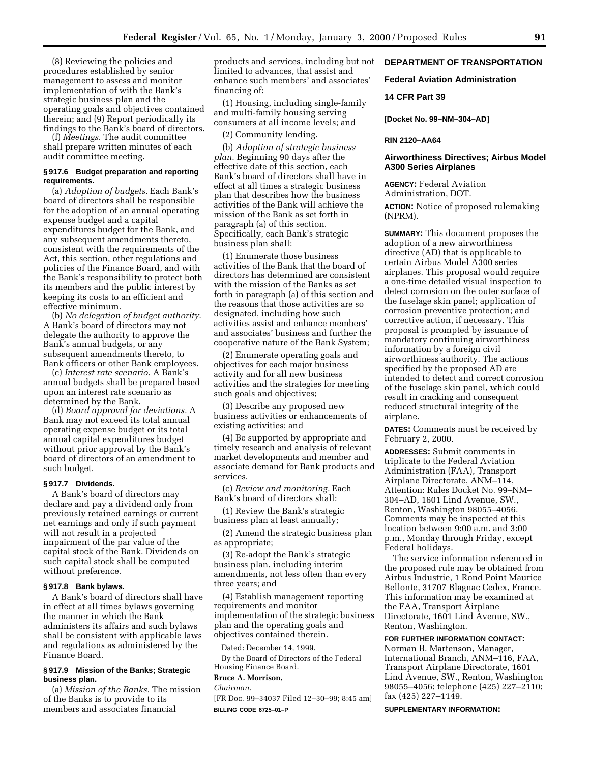(8) Reviewing the policies and procedures established by senior management to assess and monitor implementation of with the Bank's strategic business plan and the operating goals and objectives contained therein; and (9) Report periodically its findings to the Bank's board of directors.

(f) *Meetings.* The audit committee shall prepare written minutes of each audit committee meeting.

### § 917.6 Budget preparation and reporting requirements.

(a) *Adoption of budgets.* Each Bank's board of directors shall be responsible for the adoption of an annual operating expense budget and a capital expenditures budget for the Bank, and any subsequent amendments thereto, consistent with the requirements of the Act, this section, other regulations and policies of the Finance Board, and with the Bank's responsibility to protect both its members and the public interest by keeping its costs to an efficient and effective minimum.

(b) *No delegation of budget authority.* A Bank's board of directors may not delegate the authority to approve the Bank's annual budgets, or any subsequent amendments thereto, to Bank officers or other Bank employees.

(c) *Interest rate scenario.* A Bank's annual budgets shall be prepared based upon an interest rate scenario as determined by the Bank.

(d) *Board approval for deviations.* A Bank may not exceed its total annual operating expense budget or its total annual capital expenditures budget without prior approval by the Bank's board of directors of an amendment to such budget.

### § 917.7 Dividends.

A Bank's board of directors may declare and pay a dividend only from previously retained earnings or current net earnings and only if such payment will not result in a projected impairment of the par value of the capital stock of the Bank. Dividends on such capital stock shall be computed without preference.

### § 917.8 Bank bylaws.

A Bank's board of directors shall have in effect at all times bylaws governing the manner in which the Bank administers its affairs and such bylaws shall be consistent with applicable laws and regulations as administered by the Finance Board.

### § 917.9 Mission of the Banks; Strategic business plan.

(a) *Mission of the Banks.* The mission of the Banks is to provide to its members and associates financial products and services, including but not limited to advances, that assist and enhance such members' and associates' financing of:

(1) Housing, including single-family and multi-family housing serving consumers at all income levels; and

(2) Community lending.

(b) *Adoption of strategic business plan.* Beginning 90 days after the effective date of this section, each Bank's board of directors shall have in effect at all times a strategic business plan that describes how the business activities of the Bank will achieve the mission of the Bank as set forth in paragraph (a) of this section. Specifically, each Bank's strategic business plan shall:

(1) Enumerate those business activities of the Bank that the board of directors has determined are consistent with the mission of the Banks as set forth in paragraph (a) of this section and the reasons that those activities are so designated, including how such activities assist and enhance members' and associates' business and further the cooperative nature of the Bank System;

(2) Enumerate operating goals and objectives for each major business activity and for all new business activities and the strategies for meeting such goals and objectives;

(3) Describe any proposed new business activities or enhancements of existing activities; and

(4) Be supported by appropriate and timely research and analysis of relevant market developments and member and associate demand for Bank products and services.

(c) *Review and monitoring.* Each Bank's board of directors shall:

(1) Review the Bank's strategic business plan at least annually;

(2) Amend the strategic business plan as appropriate;

(3) Re-adopt the Bank's strategic business plan, including interim amendments, not less often than every three years; and

(4) Establish management reporting requirements and monitor implementation of the strategic business plan and the operating goals and objectives contained therein.

Dated: December 14, 1999.

By the Board of Directors of the Federal Housing Finance Board.

**Bruce A. Morrison,**

*Chairman.*

[FR Doc. 99–34037 Filed 12–30–99; 8:45 am]

**BILLING CODE 6725–01–P**

## DEPARTMENT OF TRANSPORTATION

## Federal Aviation Administration

## 14 CFR Part 39

**[Docket No. 99–NM–304–AD]**

**RIN 2120–AA64**

## Airworthiness Directives; Airbus Model A300 Series Airplanes

**AGENCY:** Federal Aviation Administration, DOT.

**ACTION:** Notice of proposed rulemaking (NPRM).

**SUMMARY:** This document proposes the adoption of a new airworthiness directive (AD) that is applicable to certain Airbus Model A300 series airplanes. This proposal would require a one-time detailed visual inspection to detect corrosion on the outer surface of the fuselage skin panel; application of corrosion preventive protection; and corrective action, if necessary. This proposal is prompted by issuance of mandatory continuing airworthiness information by a foreign civil airworthiness authority. The actions specified by the proposed AD are intended to detect and correct corrosion of the fuselage skin panel, which could result in cracking and consequent reduced structural integrity of the airplane.

**DATES:** Comments must be received by February 2, 2000.

**ADDRESSES:** Submit comments in triplicate to the Federal Aviation Administration (FAA), Transport Airplane Directorate, ANM–114, Attention: Rules Docket No. 99–NM–304–AD, 1601 Lind Avenue, SW., Renton, Washington 98055–4056. Comments may be inspected at this location between 9:00 a.m. and 3:00 p.m., Monday through Friday, except Federal holidays.

The service information referenced in the proposed rule may be obtained from Airbus Industrie, 1 Rond Point Maurice Bellonte, 31707 Blagnac Cedex, France. This information may be examined at the FAA, Transport Airplane Directorate, 1601 Lind Avenue, SW., Renton, Washington.

**FOR FURTHER INFORMATION CONTACT:** Norman B. Martenson, Manager, International Branch, ANM–116, FAA, Transport Airplane Directorate, 1601 Lind Avenue, SW., Renton, Washington 98055–4056; telephone (425) 227–2110; fax (425) 227–1149.

**SUPPLEMENTARY INFORMATION:**